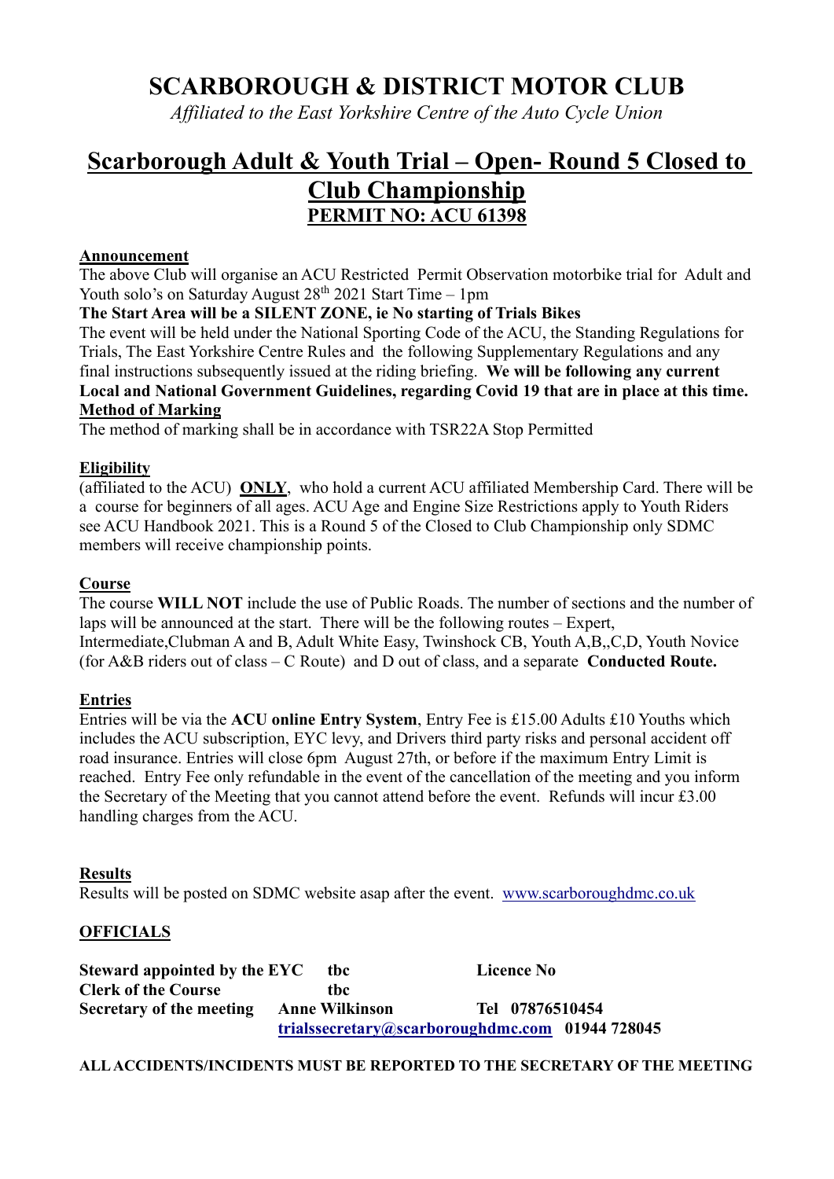# SCARBOROUGH & DISTRICT MOTOR CLUB

*Affiliated to the East Yorkshire Centre of the Auto Cycle Union*

## Scarborough Adult & Youth Trial – Open- Round 5 Closed to Club Championship

## PERMIT NO: ACU 61398

**Announcement**

The above Club will organise an ACU Restricted Permit Observation motorbike trial for Adult and Youth solo's on Saturday August 28th 2021 Start Time – 1pm

**The Start Area will be a SILENT ZONE, ie No starting of Trials Bikes**

The event will be held under the National Sporting Code of the ACU, the Standing Regulations for Trials, The East Yorkshire Centre Rules and the following Supplementary Regulations and any final instructions subsequently issued at the riding briefing. **We will be following any current Local and National Government Guidelines, regarding Covid 19 that are in place at this time.**

**Method of Marking**

The method of marking shall be in accordance with TSR22A Stop Permitted

**Eligibility**

(affiliated to the ACU) **ONLY**, who hold a current ACU affiliated Membership Card. There will be a course for beginners of all ages. ACU Age and Engine Size Restrictions apply to Youth Riders see ACU Handbook 2021. This is a Round 5 of the Closed to Club Championship only SDMC members will receive championship points.

**Course**

The course **WILL NOT** include the use of Public Roads. The number of sections and the number of laps will be announced at the start. There will be the following routes – Expert, Intermediate,Clubman A and B, Adult White Easy, Twinshock CB, Youth A,B,,C,D, Youth Novice (for A&B riders out of class – C Route) and D out of class, and a separate **Conducted Route.**

**Entries**

Entries will be via the **ACU online Entry System**, Entry Fee is £15.00 Adults £10 Youths which includes the ACU subscription, EYC levy, and Drivers third party risks and personal accident off road insurance. Entries will close 6pm August 27th, or before if the maximum Entry Limit is reached. Entry Fee only refundable in the event of the cancellation of the meeting and you inform the Secretary of the Meeting that you cannot attend before the event. Refunds will incur £3.00 handling charges from the ACU.

**Results**

Results will be posted on SDMC website asap after the event. www.scarboroughdmc.co.uk

**OFFICIALS**

| | | |
|---|---|---|
| **Steward appointed by the EYC** | **tbc** | **Licence No** |
| **Clerk of the Course** | **tbc** | |
| **Secretary of the meeting** | **Anne Wilkinson** | **Tel 07876510454** |
| | **trialssecretary@scarboroughdmc.com** | **01944 728045** |

**ALL ACCIDENTS/INCIDENTS MUST BE REPORTED TO THE SECRETARY OF THE MEETING**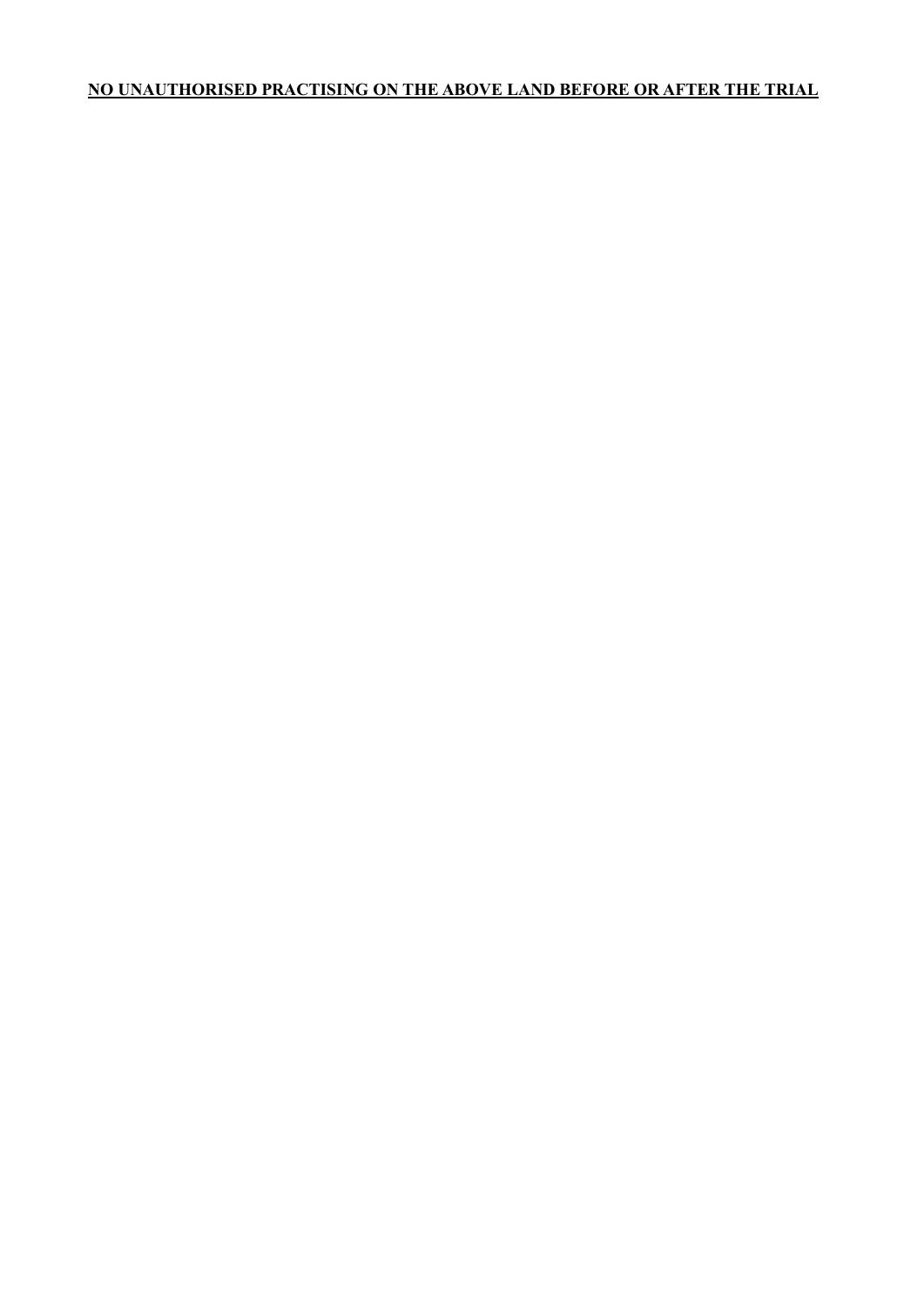**NO UNAUTHORISED PRACTISING ON THE ABOVE LAND BEFORE OR AFTER THE TRIAL**